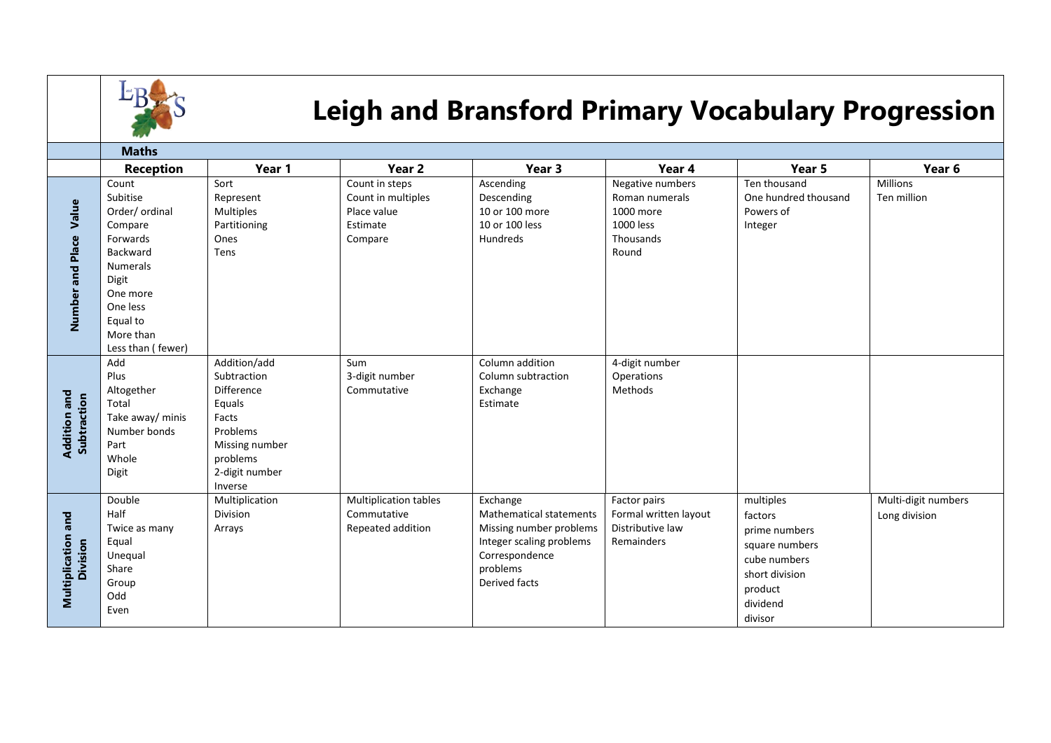# Leigh and Bransford Primary Vocabulary Progression

## Maths

| | Reception | Year 1 | Year 2 | Year 3 | Year 4 | Year 5 | Year 6 |
|---|---|---|---|---|---|---|---|
| **Number and Place Value** | Count<br>Subitise<br>Order/ ordinal<br>Compare<br>Forwards<br>Backward<br>Numerals<br>Digit<br>One more<br>One less<br>Equal to<br>More than<br>Less than ( fewer) | Sort<br>Represent<br>Multiples<br>Partitioning<br>Ones<br>Tens | Count in steps<br>Count in multiples<br>Place value<br>Estimate<br>Compare | Ascending<br>Descending<br>10 or 100 more<br>10 or 100 less<br>Hundreds | Negative numbers<br>Roman numerals<br>1000 more<br>1000 less<br>Thousands<br>Round | Ten thousand<br>One hundred thousand<br>Powers of<br>Integer | Millions<br>Ten million |
| **Addition and Subtraction** | Add<br>Plus<br>Altogether<br>Total<br>Take away/ minis<br>Number bonds<br>Part<br>Whole<br>Digit | Addition/add<br>Subtraction<br>Difference<br>Equals<br>Facts<br>Problems<br>Missing number problems<br>2-digit number<br>Inverse | Sum<br>3-digit number<br>Commutative | Column addition<br>Column subtraction<br>Exchange<br>Estimate | 4-digit number<br>Operations<br>Methods | | |
| **Multiplication and Division** | Double<br>Half<br>Twice as many<br>Equal<br>Unequal<br>Share<br>Group<br>Odd<br>Even | Multiplication<br>Division<br>Arrays | Multiplication tables<br>Commutative<br>Repeated addition | Exchange<br>Mathematical statements<br>Missing number problems<br>Integer scaling problems<br>Correspondence problems<br>Derived facts | Factor pairs<br>Formal written layout<br>Distributive law<br>Remainders | multiples<br>factors<br>prime numbers<br>square numbers<br>cube numbers<br>short division<br>product<br>dividend<br>divisor | Multi-digit numbers<br>Long division |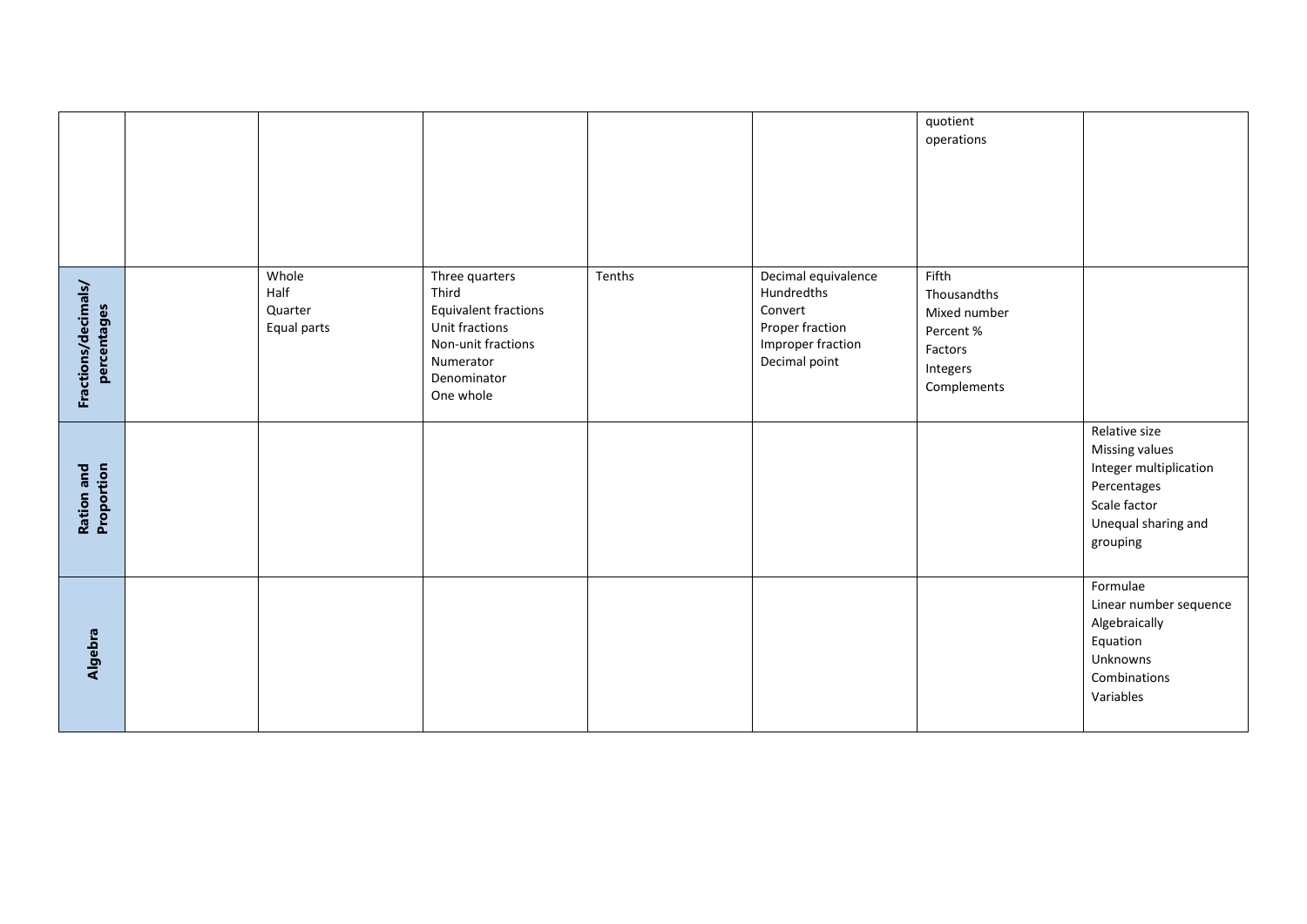| | | | | | | | |
|---|---|---|---|---|---|---|---|
| | | | | | | quotient<br>operations | |
| **Fractions/decimals/ percentages** | | Whole<br>Half<br>Quarter<br>Equal parts | Three quarters<br>Third<br>Equivalent fractions<br>Unit fractions<br>Non-unit fractions<br>Numerator<br>Denominator<br>One whole | Tenths | Decimal equivalence<br>Hundredths<br>Convert<br>Proper fraction<br>Improper fraction<br>Decimal point | Fifth<br>Thousandths<br>Mixed number<br>Percent %<br>Factors<br>Integers<br>Complements | |
| **Ration and Proportion** | | | | | | | Relative size<br>Missing values<br>Integer multiplication<br>Percentages<br>Scale factor<br>Unequal sharing and grouping |
| **Algebra** | | | | | | | Formulae<br>Linear number sequence<br>Algebraically<br>Equation<br>Unknowns<br>Combinations<br>Variables |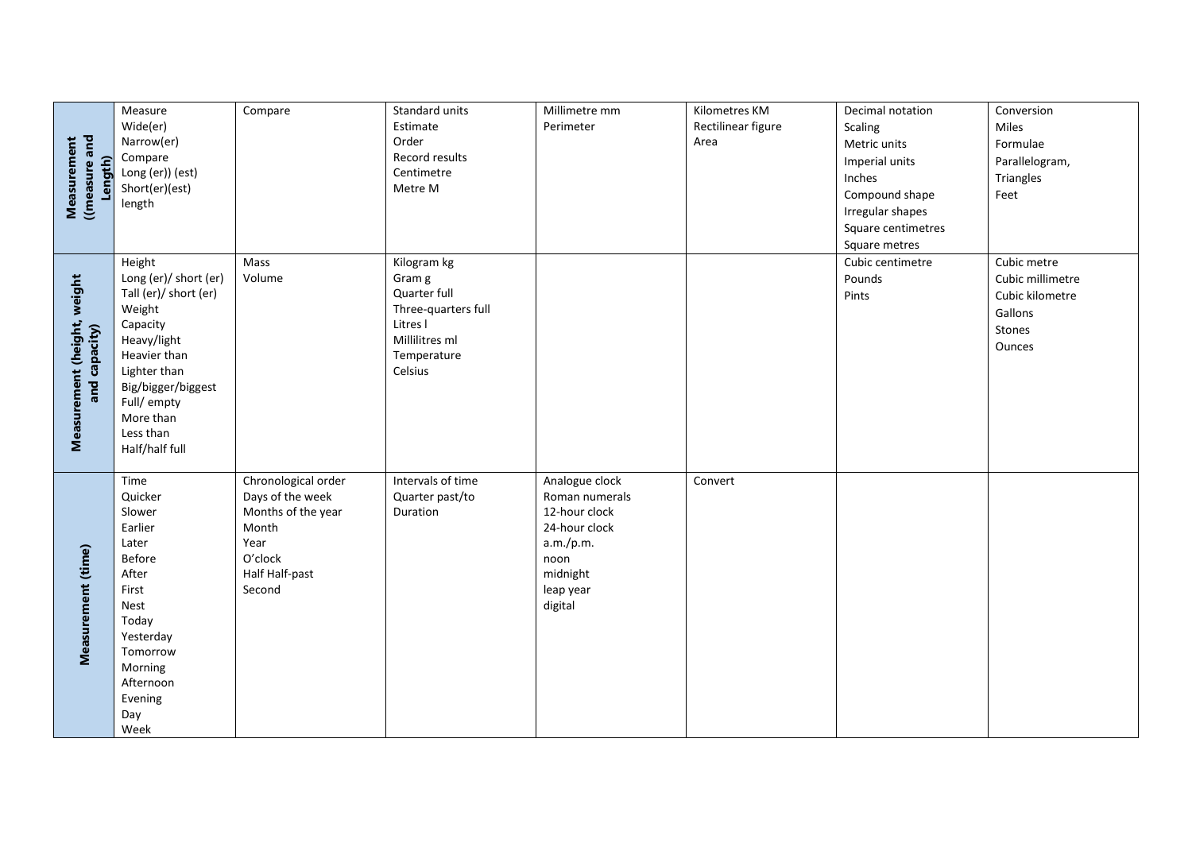| Measurement ((measure and Length) | Measure<br>Wide(er)<br>Narrow(er)<br>Compare<br>Long (er)) (est)<br>Short(er)(est)<br>length | Compare | Standard units<br>Estimate<br>Order<br>Record results<br>Centimetre<br>Metre M | Millimetre mm<br>Perimeter | Kilometres KM<br>Rectilinear figure<br>Area | Decimal notation<br>Scaling<br>Metric units<br>Imperial units<br>Inches<br>Compound shape<br>Irregular shapes<br>Square centimetres<br>Square metres | Conversion<br>Miles<br>Formulae<br>Parallelogram,<br>Triangles<br>Feet |
|---|---|---|---|---|---|---|---|
| Measurement (height, weight and capacity) | Height<br>Long (er)/ short (er)<br>Tall (er)/ short (er)<br>Weight<br>Capacity<br>Heavy/light<br>Heavier than<br>Lighter than<br>Big/bigger/biggest<br>Full/ empty<br>More than<br>Less than<br>Half/half full | Mass<br>Volume | Kilogram kg<br>Gram g<br>Quarter full<br>Three-quarters full<br>Litres l<br>Millilitres ml<br>Temperature<br>Celsius | | | Cubic centimetre<br>Pounds<br>Pints | Cubic metre<br>Cubic millimetre<br>Cubic kilometre<br>Gallons<br>Stones<br>Ounces |
| Measurement (time) | Time<br>Quicker<br>Slower<br>Earlier<br>Later<br>Before<br>After<br>First<br>Nest<br>Today<br>Yesterday<br>Tomorrow<br>Morning<br>Afternoon<br>Evening<br>Day<br>Week | Chronological order<br>Days of the week<br>Months of the year<br>Month<br>Year<br>O'clock<br>Half Half-past<br>Second | Intervals of time<br>Quarter past/to<br>Duration | Analogue clock<br>Roman numerals<br>12-hour clock<br>24-hour clock<br>a.m./p.m.<br>noon<br>midnight<br>leap year<br>digital | Convert | | |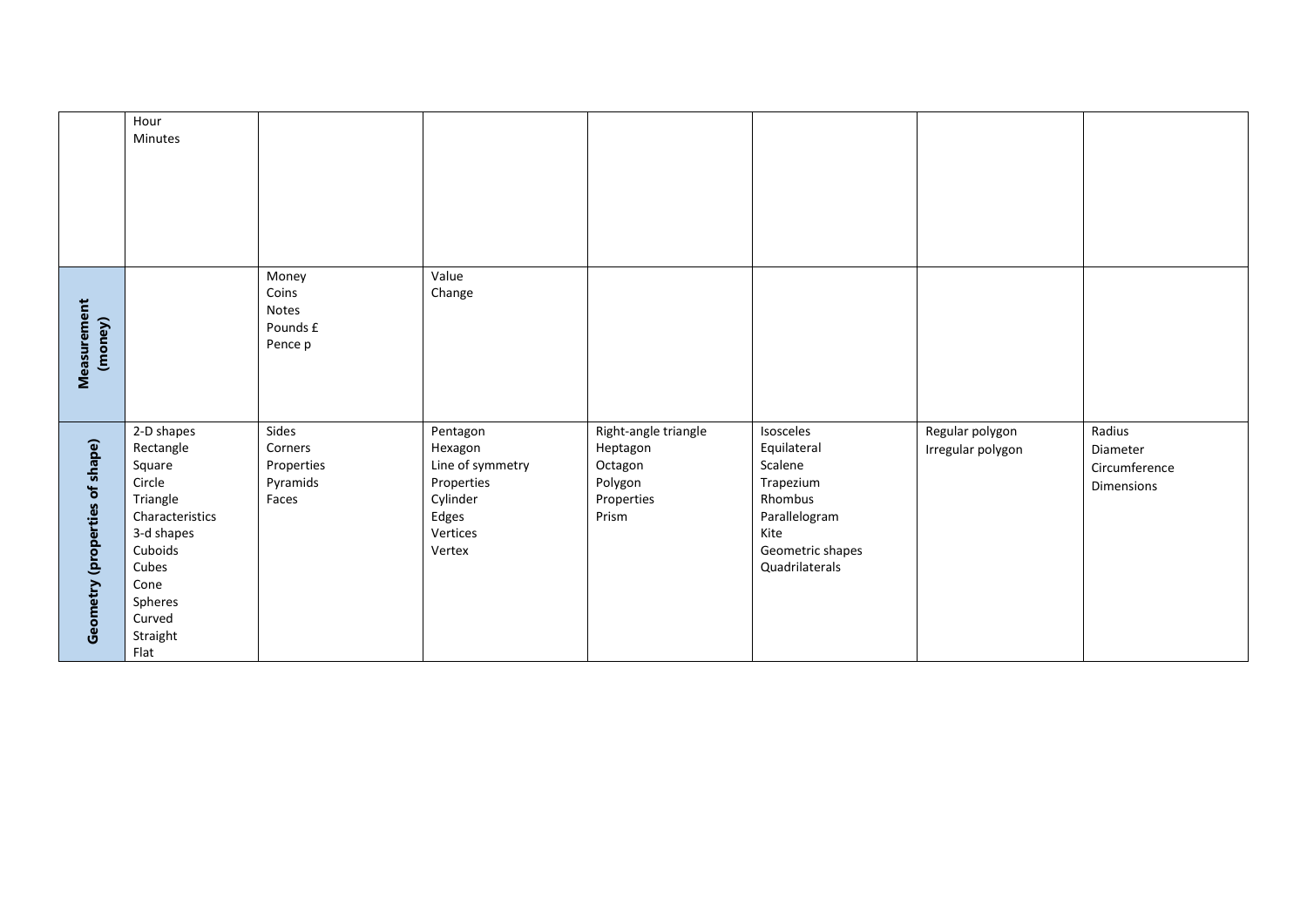| | | | | | | | |
|---|---|---|---|---|---|---|---|
| | Hour<br>Minutes | | | | | | |
| **Measurement (money)** | | Money<br>Coins<br>Notes<br>Pounds £<br>Pence p | Value<br>Change | | | | |
| **Geometry (properties of shape)** | 2-D shapes<br>Rectangle<br>Square<br>Circle<br>Triangle<br>Characteristics<br>3-d shapes<br>Cuboids<br>Cubes<br>Cone<br>Spheres<br>Curved<br>Straight<br>Flat | Sides<br>Corners<br>Properties<br>Pyramids<br>Faces | Pentagon<br>Hexagon<br>Line of symmetry<br>Properties<br>Cylinder<br>Edges<br>Vertices<br>Vertex | Right-angle triangle<br>Heptagon<br>Octagon<br>Polygon<br>Properties<br>Prism | Isosceles<br>Equilateral<br>Scalene<br>Trapezium<br>Rhombus<br>Parallelogram<br>Kite<br>Geometric shapes<br>Quadrilaterals | Regular polygon<br>Irregular polygon | Radius<br>Diameter<br>Circumference<br>Dimensions |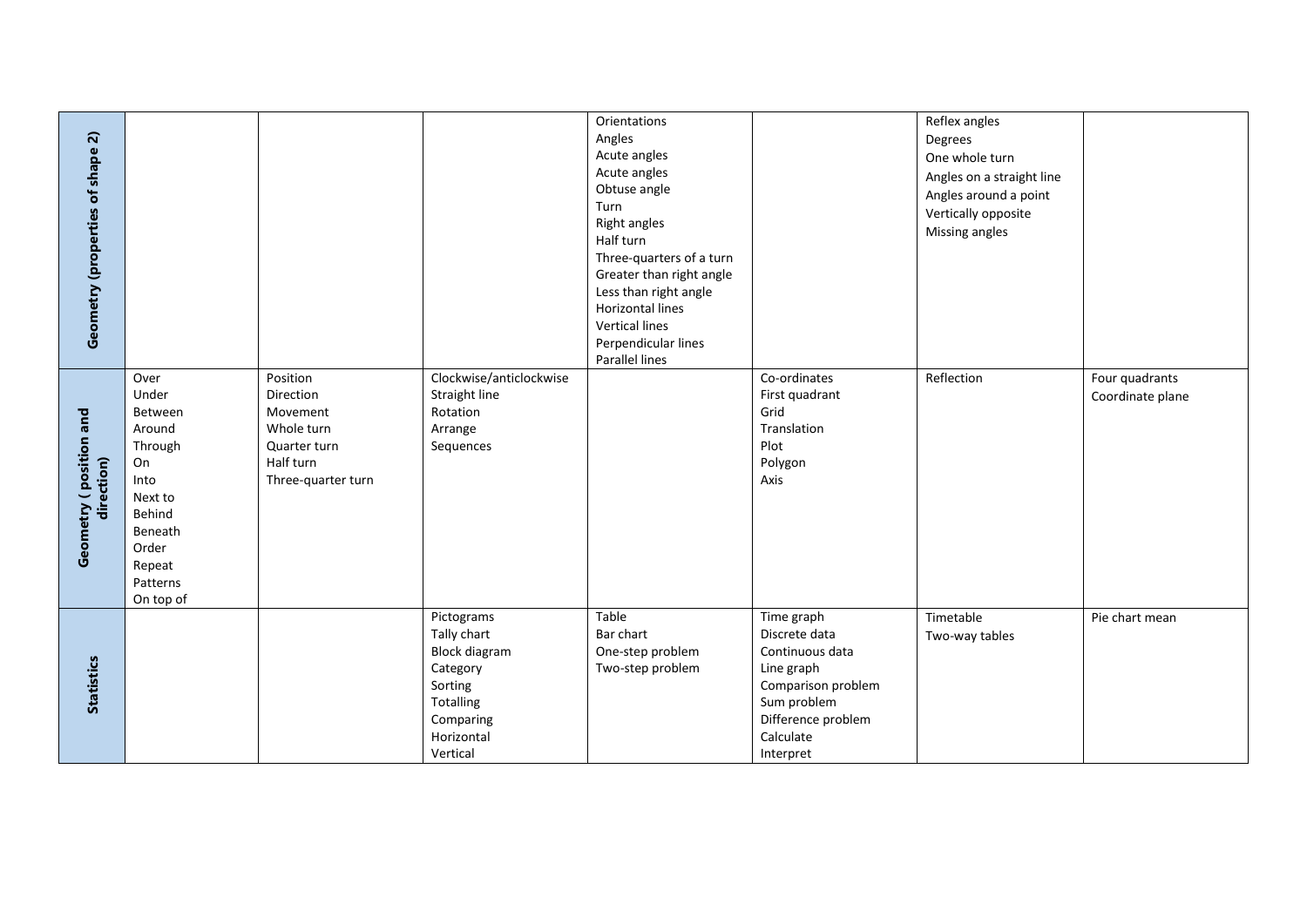| | | | | | | | |
|---|---|---|---|---|---|---|---|
| **Geometry (properties of shape 2)** | | | | Orientations<br>Angles<br>Acute angles<br>Acute angles<br>Obtuse angle<br>Turn<br>Right angles<br>Half turn<br>Three-quarters of a turn<br>Greater than right angle<br>Less than right angle<br>Horizontal lines<br>Vertical lines<br>Perpendicular lines<br>Parallel lines | | Reflex angles<br>Degrees<br>One whole turn<br>Angles on a straight line<br>Angles around a point<br>Vertically opposite<br>Missing angles | |
| **Geometry ( position and direction)** | Over<br>Under<br>Between<br>Around<br>Through<br>On<br>Into<br>Next to<br>Behind<br>Beneath<br>Order<br>Repeat<br>Patterns<br>On top of | Position<br>Direction<br>Movement<br>Whole turn<br>Quarter turn<br>Half turn<br>Three-quarter turn | Clockwise/anticlockwise<br>Straight line<br>Rotation<br>Arrange<br>Sequences | | Co-ordinates<br>First quadrant<br>Grid<br>Translation<br>Plot<br>Polygon<br>Axis | Reflection | Four quadrants<br>Coordinate plane |
| **Statistics** | | | Pictograms<br>Tally chart<br>Block diagram<br>Category<br>Sorting<br>Totalling<br>Comparing<br>Horizontal<br>Vertical | Table<br>Bar chart<br>One-step problem<br>Two-step problem | Time graph<br>Discrete data<br>Continuous data<br>Line graph<br>Comparison problem<br>Sum problem<br>Difference problem<br>Calculate<br>Interpret | Timetable<br>Two-way tables | Pie chart mean |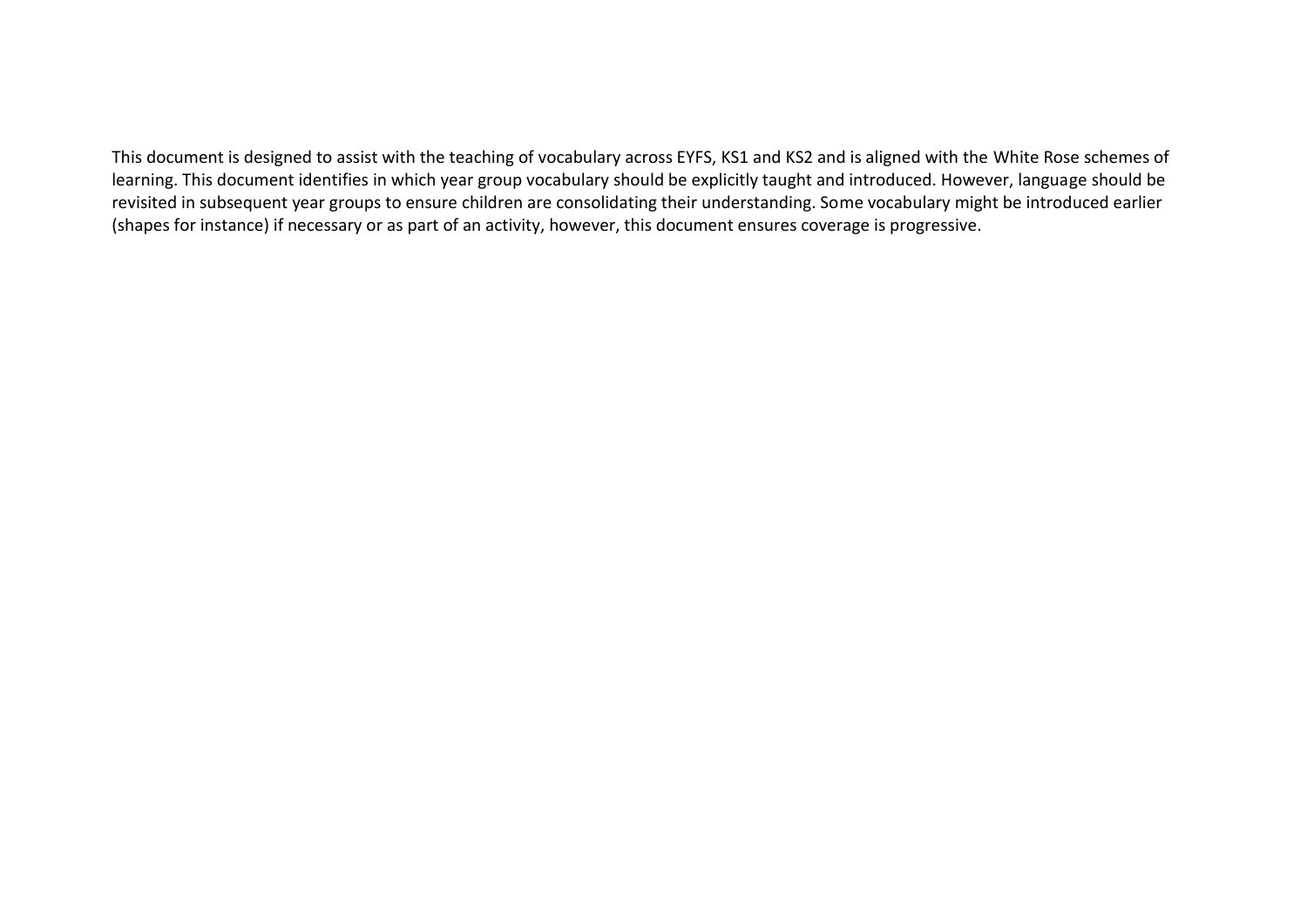This document is designed to assist with the teaching of vocabulary across EYFS, KS1 and KS2 and is aligned with the White Rose schemes of learning. This document identifies in which year group vocabulary should be explicitly taught and introduced. However, language should be revisited in subsequent year groups to ensure children are consolidating their understanding. Some vocabulary might be introduced earlier (shapes for instance) if necessary or as part of an activity, however, this document ensures coverage is progressive.